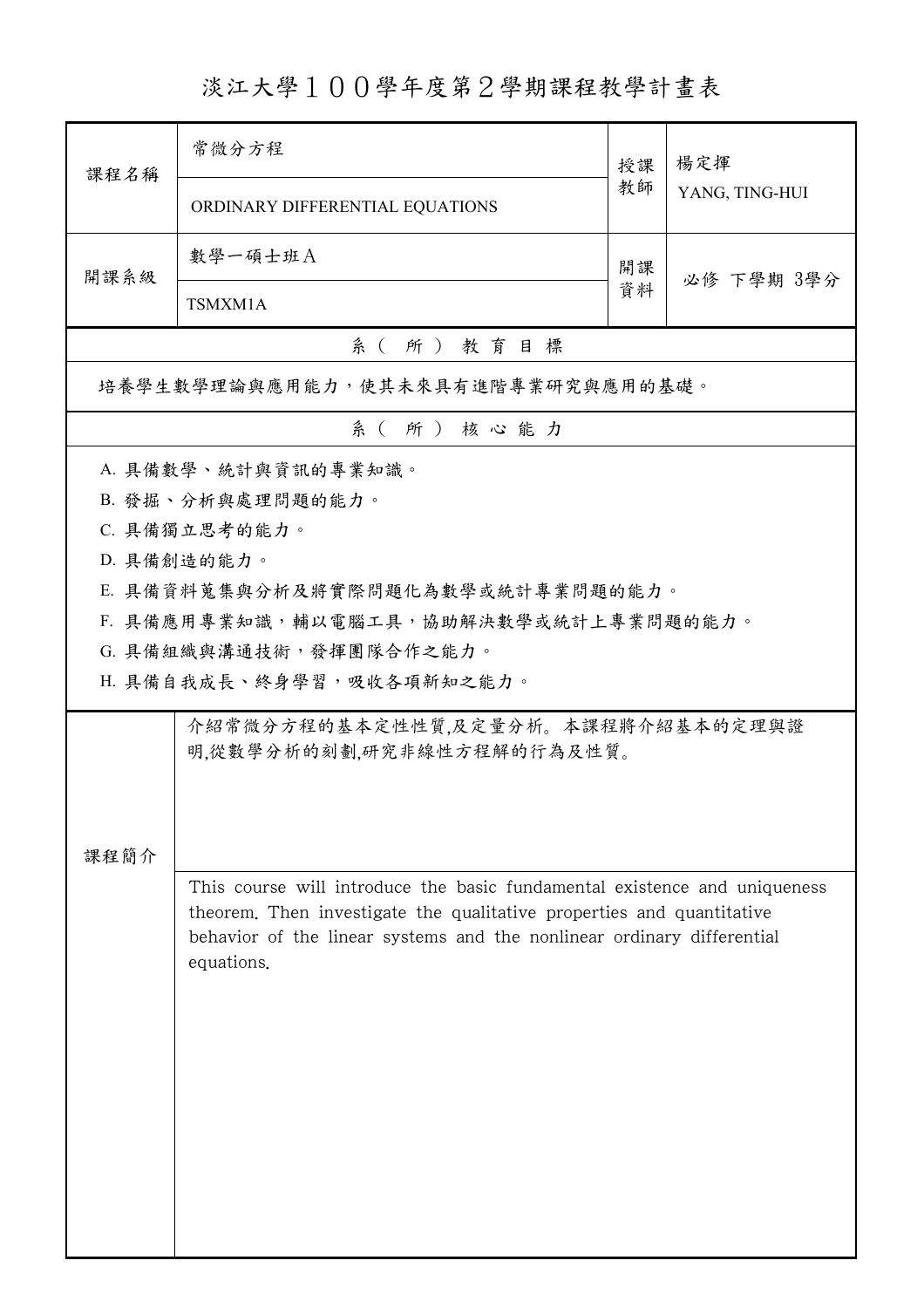# 淡江大學１００學年度第２學期課程教學計畫表

| 課程名稱 | 常微分方程<br>ORDINARY DIFFERENTIAL EQUATIONS | 授課教師 | 楊定揮<br>YANG, TING-HUI |
|---|---|---|---|
| 開課系級 | 數學一碩士班Ａ<br>TSMXM1A | 開課資料 | 必修 下學期 3學分 |

## 系（所）教育目標

培養學生數學理論與應用能力，使其未來具有進階專業研究與應用的基礎。

## 系（所）核心能力

A. 具備數學、統計與資訊的專業知識。

B. 發掘、分析與處理問題的能力。

C. 具備獨立思考的能力。

D. 具備創造的能力。

E. 具備資料蒐集與分析及將實際問題化為數學或統計專業問題的能力。

F. 具備應用專業知識，輔以電腦工具，協助解決數學或統計上專業問題的能力。

G. 具備組織與溝通技術，發揮團隊合作之能力。

H. 具備自我成長、終身學習，吸收各項新知之能力。

## 課程簡介

介紹常微分方程的基本定性性質,及定量分析。本課程將介紹基本的定理與證明,從數學分析的刻劃,研究非線性方程解的行為及性質。

This course will introduce the basic fundamental existence and uniqueness theorem. Then investigate the qualitative properties and quantitative behavior of the linear systems and the nonlinear ordinary differential equations.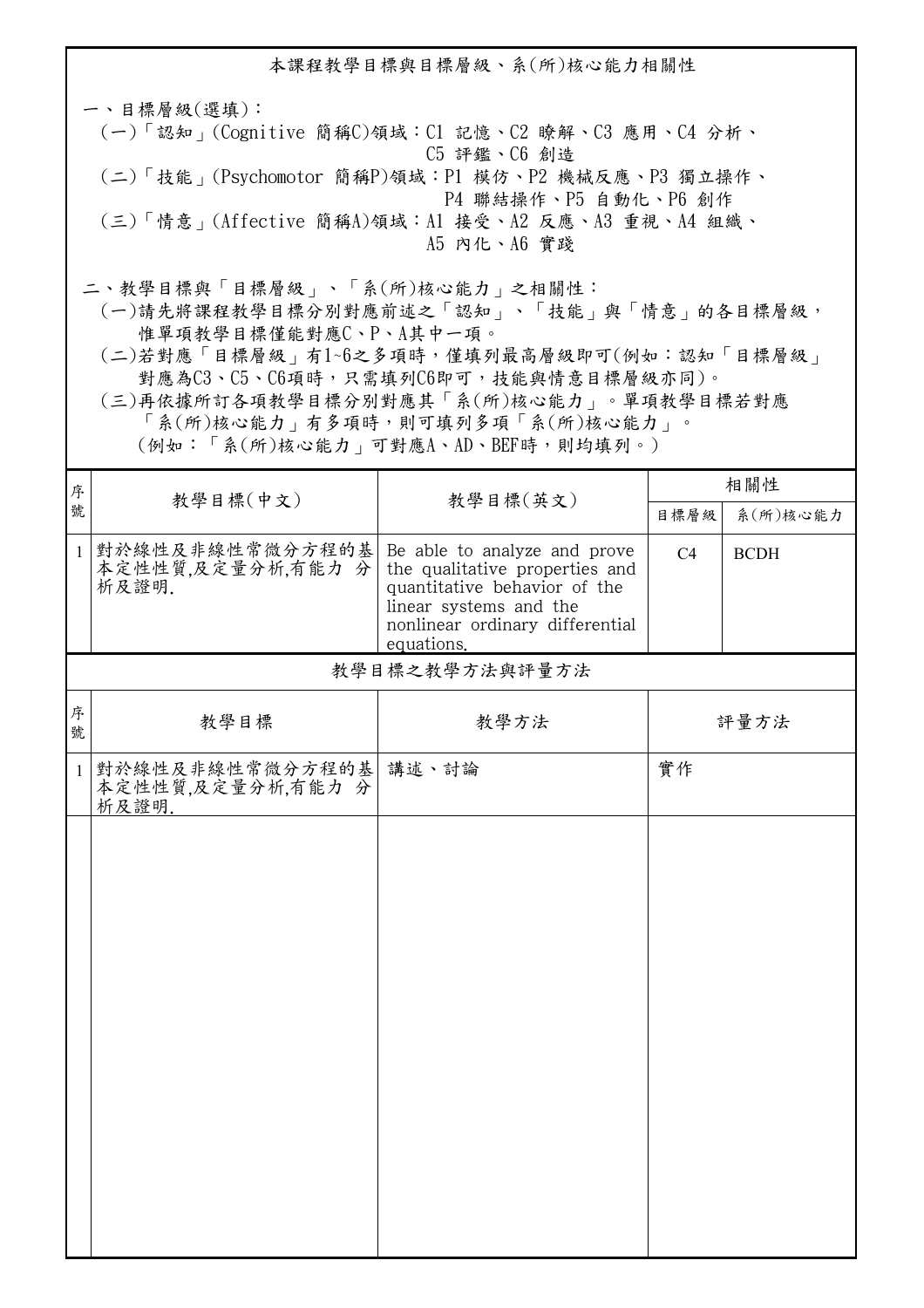## 本課程教學目標與目標層級、系(所)核心能力相關性

一、目標層級(選填)：

(一)「認知」(Cognitive 簡稱C)領域：C1 記憶、C2 瞭解、C3 應用、C4 分析、C5 評鑑、C6 創造

(二)「技能」(Psychomotor 簡稱P)領域：P1 模仿、P2 機械反應、P3 獨立操作、P4 聯結操作、P5 自動化、P6 創作

(三)「情意」(Affective 簡稱A)領域：A1 接受、A2 反應、A3 重視、A4 組織、A5 內化、A6 實踐

二、教學目標與「目標層級」、「系(所)核心能力」之相關性：

(一)請先將課程教學目標分別對應前述之「認知」、「技能」與「情意」的各目標層級，惟單項教學目標僅能對應C、P、A其中一項。

(二)若對應「目標層級」有1~6之多項時，僅填列最高層級即可(例如：認知「目標層級」對應為C3、C5、C6項時，只需填列C6即可，技能與情意目標層級亦同)。

(三)再依據所訂各項教學目標分別對應其「系(所)核心能力」。單項教學目標若對應「系(所)核心能力」有多項時，則可填列多項「系(所)核心能力」。(例如：「系(所)核心能力」可對應A、AD、BEF時，則均填列。)

| 序號 | 教學目標(中文) | 教學目標(英文) | 相關性 | |
|---|---|---|---|---|
| | | | 目標層級 | 系(所)核心能力 |
| 1 | 對於線性及非線性常微分方程的基本定性性質,及定量分析,有能力 分析及證明. | Be able to analyze and prove the qualitative properties and quantitative behavior of the linear systems and the nonlinear ordinary differential equations. | C4 | BCDH |

### 教學目標之教學方法與評量方法

| 序號 | 教學目標 | 教學方法 | 評量方法 |
|---|---|---|---|
| 1 | 對於線性及非線性常微分方程的基本定性性質,及定量分析,有能力 分析及證明. | 講述、討論 | 實作 |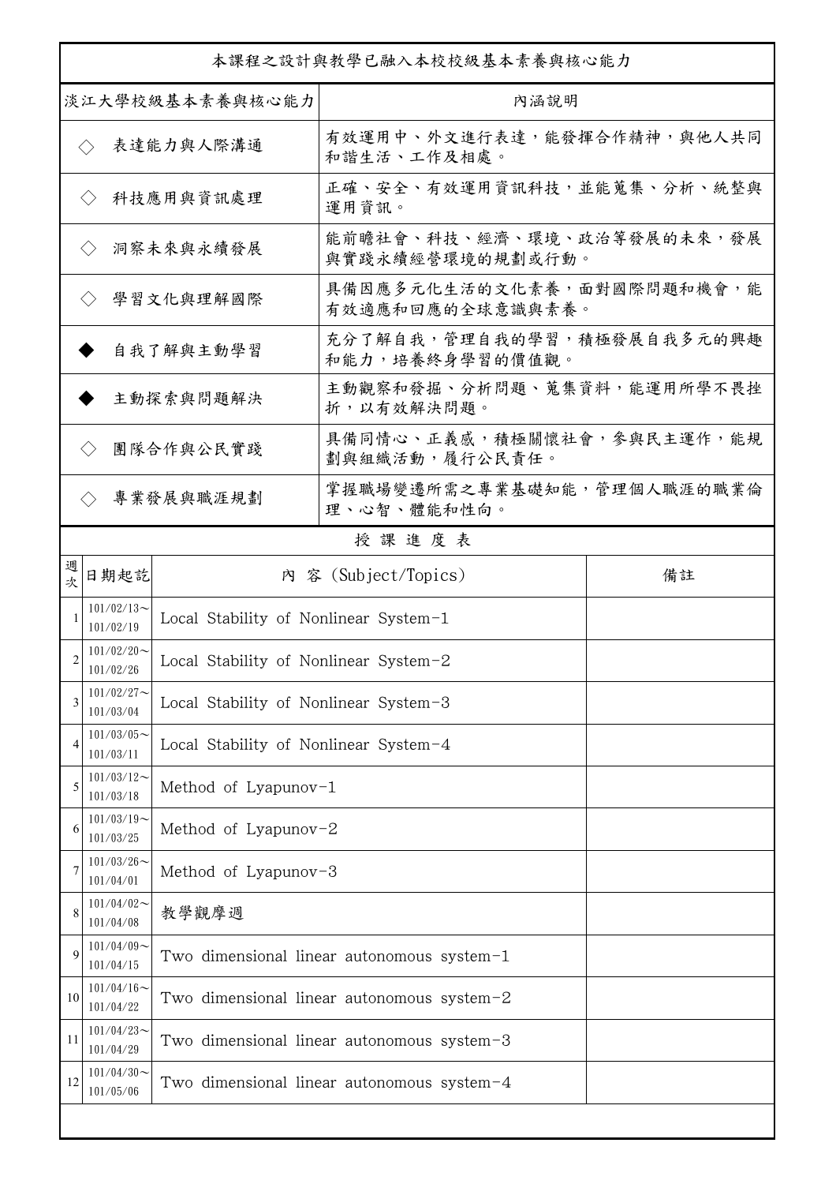本課程之設計與教學已融入本校校級基本素養與核心能力

| 淡江大學校級基本素養與核心能力 | 內涵說明 |
| --- | --- |
| ◇ 表達能力與人際溝通 | 有效運用中、外文進行表達，能發揮合作精神，與他人共同和諧生活、工作及相處。 |
| ◇ 科技應用與資訊處理 | 正確、安全、有效運用資訊科技，並能蒐集、分析、統整與運用資訊。 |
| ◇ 洞察未來與永續發展 | 能前瞻社會、科技、經濟、環境、政治等發展的未來，發展與實踐永續經營環境的規劃或行動。 |
| ◇ 學習文化與理解國際 | 具備因應多元化生活的文化素養，面對國際問題和機會，能有效適應和回應的全球意識與素養。 |
| ◆ 自我了解與主動學習 | 充分了解自我，管理自我的學習，積極發展自我多元的興趣和能力，培養終身學習的價值觀。 |
| ◆ 主動探索與問題解決 | 主動觀察和發掘、分析問題、蒐集資料，能運用所學不畏挫折，以有效解決問題。 |
| ◇ 團隊合作與公民實踐 | 具備同情心、正義感，積極關懷社會，參與民主運作，能規劃與組織活動，履行公民責任。 |
| ◇ 專業發展與職涯規劃 | 掌握職場變遷所需之專業基礎知能，管理個人職涯的職業倫理、心智、體能和性向。 |

授 課 進 度 表

| 週次 | 日期起訖 | 內 容 (Subject/Topics) | 備註 |
| --- | --- | --- | --- |
| 1 | 101/02/13～101/02/19 | Local Stability of Nonlinear System-1 | |
| 2 | 101/02/20～101/02/26 | Local Stability of Nonlinear System-2 | |
| 3 | 101/02/27～101/03/04 | Local Stability of Nonlinear System-3 | |
| 4 | 101/03/05～101/03/11 | Local Stability of Nonlinear System-4 | |
| 5 | 101/03/12～101/03/18 | Method of Lyapunov-1 | |
| 6 | 101/03/19～101/03/25 | Method of Lyapunov-2 | |
| 7 | 101/03/26～101/04/01 | Method of Lyapunov-3 | |
| 8 | 101/04/02～101/04/08 | 教學觀摩週 | |
| 9 | 101/04/09～101/04/15 | Two dimensional linear autonomous system-1 | |
| 10 | 101/04/16～101/04/22 | Two dimensional linear autonomous system-2 | |
| 11 | 101/04/23～101/04/29 | Two dimensional linear autonomous system-3 | |
| 12 | 101/04/30～101/05/06 | Two dimensional linear autonomous system-4 | |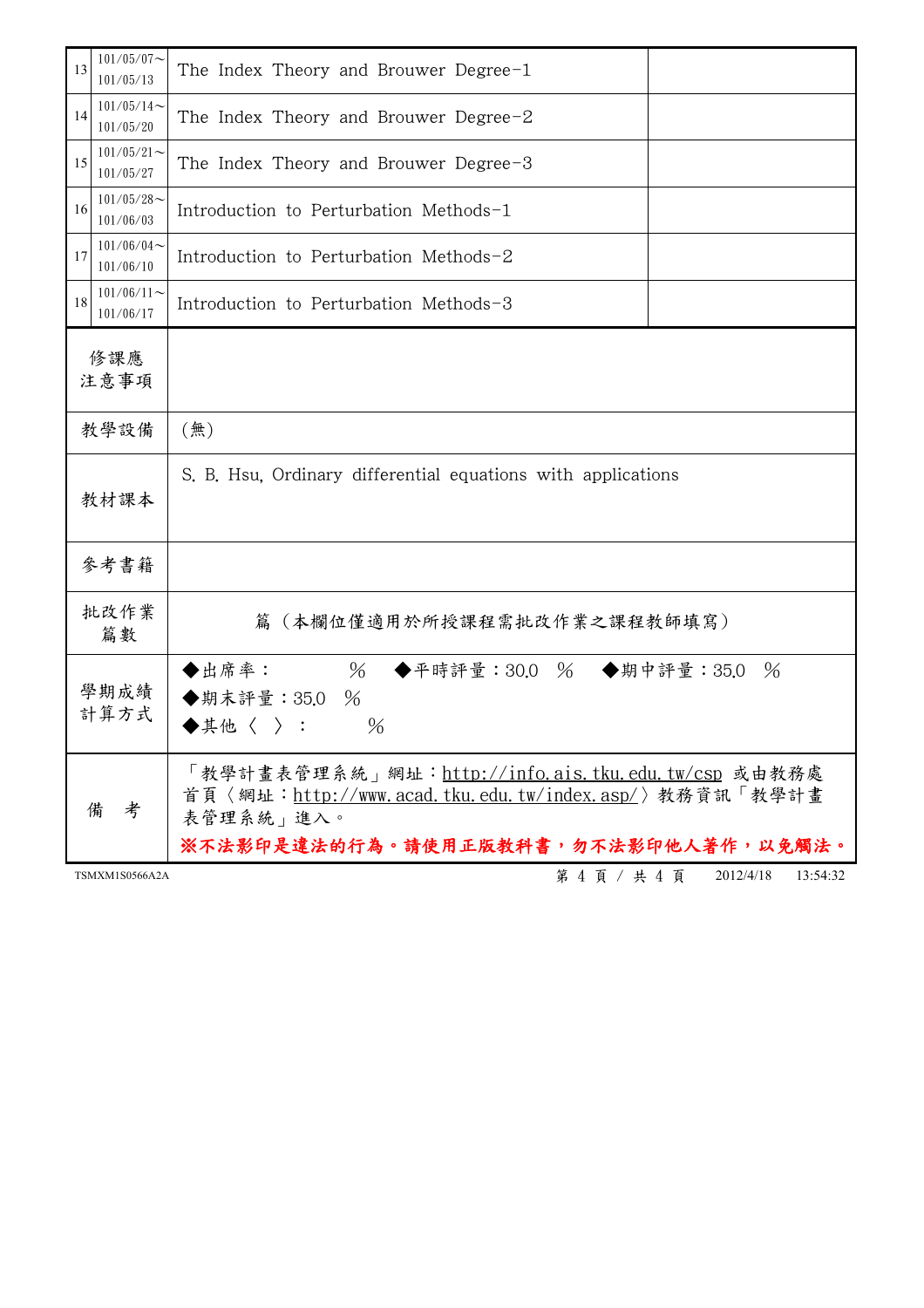| | | | |
|---|---|---|---|
| 13 | 101/05/07～<br>101/05/13 | The Index Theory and Brouwer Degree-1 | |
| 14 | 101/05/14～<br>101/05/20 | The Index Theory and Brouwer Degree-2 | |
| 15 | 101/05/21～<br>101/05/27 | The Index Theory and Brouwer Degree-3 | |
| 16 | 101/05/28～<br>101/06/03 | Introduction to Perturbation Methods-1 | |
| 17 | 101/06/04～<br>101/06/10 | Introduction to Perturbation Methods-2 | |
| 18 | 101/06/11～<br>101/06/17 | Introduction to Perturbation Methods-3 | |

| | |
|---|---|
| 修課應注意事項 | |
| 教學設備 | (無) |
| 教材課本 | S. B. Hsu, Ordinary differential equations with applications |
| 參考書籍 | |
| 批改作業篇數 | 篇（本欄位僅適用於所授課程需批改作業之課程教師填寫） |
| 學期成績計算方式 | ◆出席率： ％ ◆平時評量：30.0 ％ ◆期中評量：35.0 ％<br>◆期末評量：35.0 ％<br>◆其他〈 〉： ％ |
| 備　考 | 「教學計畫表管理系統」網址：http://info.ais.tku.edu.tw/csp 或由教務處首頁〈網址：http://www.acad.tku.edu.tw/index.asp/〉教務資訊「教學計畫表管理系統」進入。<br>**※不法影印是違法的行為。請使用正版教科書，勿不法影印他人著作，以免觸法。** |

TSMXM1S0566A2A　2012/4/18　13:54:32